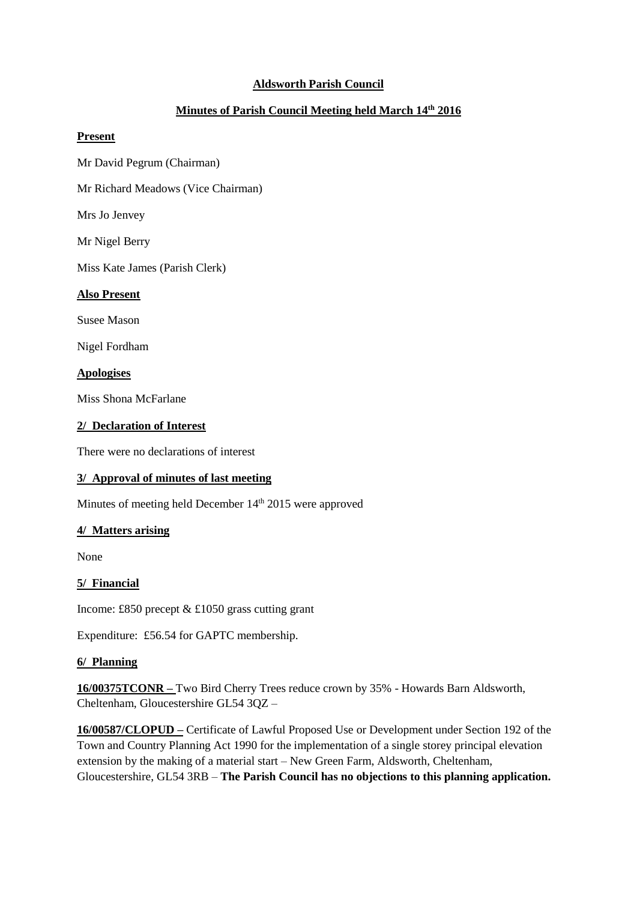# Aldsworth Parish Council

## Minutes of Parish Council Meeting held March 14th 2016

**Present**

Mr David Pegrum (Chairman)

Mr Richard Meadows (Vice Chairman)

Mrs Jo Jenvey

Mr Nigel Berry

Miss Kate James (Parish Clerk)

**Also Present**

Susee Mason

Nigel Fordham

**Apologises**

Miss Shona McFarlane

**2/ Declaration of Interest**

There were no declarations of interest

**3/ Approval of minutes of last meeting**

Minutes of meeting held December 14th 2015 were approved

**4/ Matters arising**

None

**5/ Financial**

Income: £850 precept & £1050 grass cutting grant

Expenditure: £56.54 for GAPTC membership.

**6/ Planning**

**16/00375TCONR –** Two Bird Cherry Trees reduce crown by 35% - Howards Barn Aldsworth, Cheltenham, Gloucestershire GL54 3QZ –

**16/00587/CLOPUD –** Certificate of Lawful Proposed Use or Development under Section 192 of the Town and Country Planning Act 1990 for the implementation of a single storey principal elevation extension by the making of a material start – New Green Farm, Aldsworth, Cheltenham, Gloucestershire, GL54 3RB – **The Parish Council has no objections to this planning application.**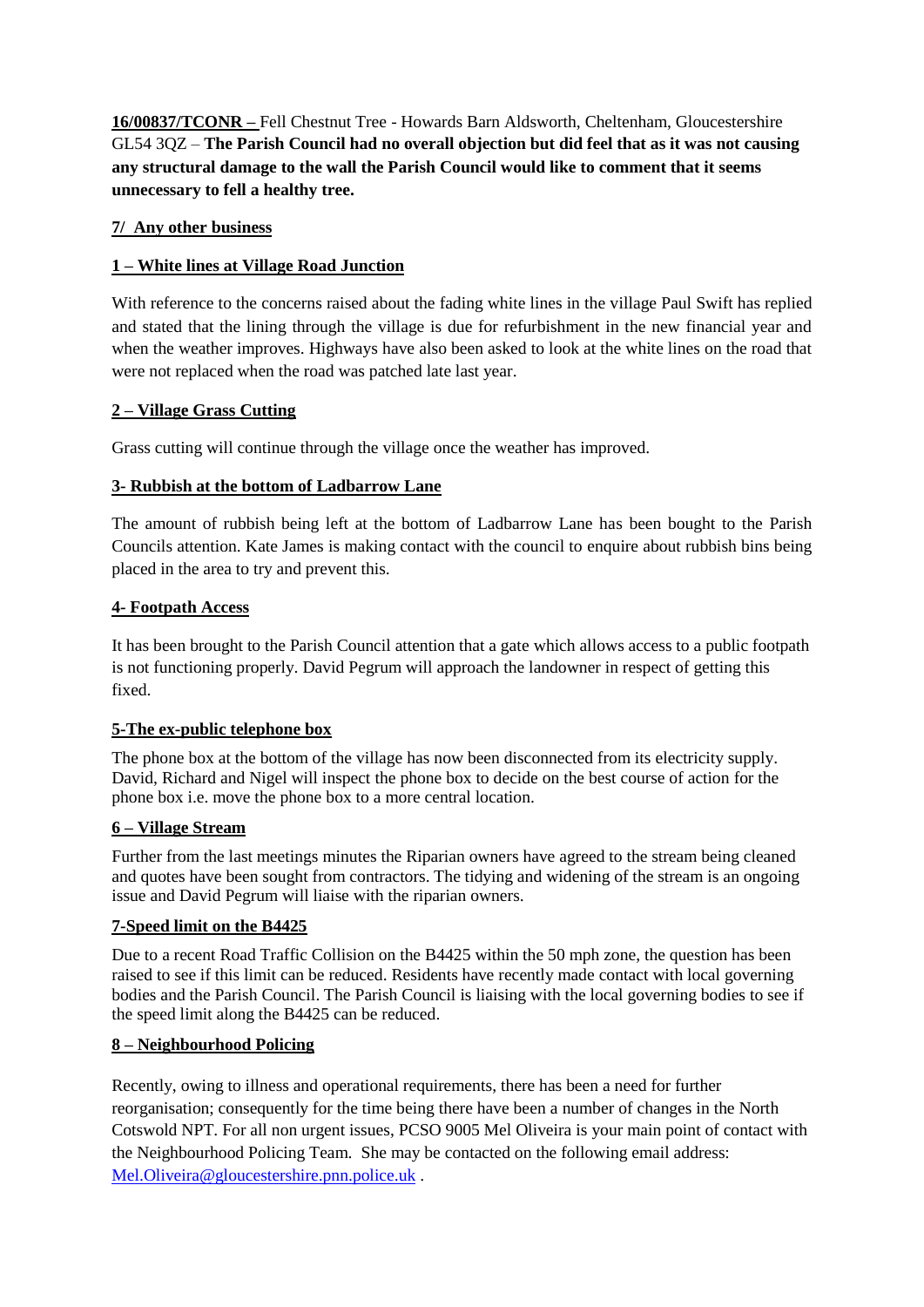**16/00837/TCONR –** Fell Chestnut Tree - Howards Barn Aldsworth, Cheltenham, Gloucestershire GL54 3QZ – **The Parish Council had no overall objection but did feel that as it was not causing any structural damage to the wall the Parish Council would like to comment that it seems unnecessary to fell a healthy tree.**

**7/ Any other business**

**1 – White lines at Village Road Junction**

With reference to the concerns raised about the fading white lines in the village Paul Swift has replied and stated that the lining through the village is due for refurbishment in the new financial year and when the weather improves. Highways have also been asked to look at the white lines on the road that were not replaced when the road was patched late last year.

**2 – Village Grass Cutting**

Grass cutting will continue through the village once the weather has improved.

**3- Rubbish at the bottom of Ladbarrow Lane**

The amount of rubbish being left at the bottom of Ladbarrow Lane has been bought to the Parish Councils attention. Kate James is making contact with the council to enquire about rubbish bins being placed in the area to try and prevent this.

**4- Footpath Access**

It has been brought to the Parish Council attention that a gate which allows access to a public footpath is not functioning properly. David Pegrum will approach the landowner in respect of getting this fixed.

**5-The ex-public telephone box**

The phone box at the bottom of the village has now been disconnected from its electricity supply. David, Richard and Nigel will inspect the phone box to decide on the best course of action for the phone box i.e. move the phone box to a more central location.

**6 – Village Stream**

Further from the last meetings minutes the Riparian owners have agreed to the stream being cleaned and quotes have been sought from contractors. The tidying and widening of the stream is an ongoing issue and David Pegrum will liaise with the riparian owners.

**7-Speed limit on the B4425**

Due to a recent Road Traffic Collision on the B4425 within the 50 mph zone, the question has been raised to see if this limit can be reduced. Residents have recently made contact with local governing bodies and the Parish Council. The Parish Council is liaising with the local governing bodies to see if the speed limit along the B4425 can be reduced.

**8 – Neighbourhood Policing**

Recently, owing to illness and operational requirements, there has been a need for further reorganisation; consequently for the time being there have been a number of changes in the North Cotswold NPT. For all non urgent issues, PCSO 9005 Mel Oliveira is your main point of contact with the Neighbourhood Policing Team. She may be contacted on the following email address: Mel.Oliveira@gloucestershire.pnn.police.uk .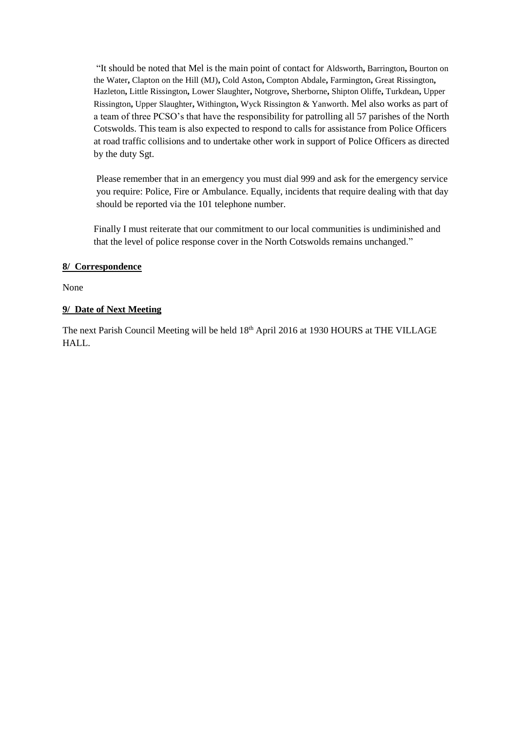"It should be noted that Mel is the main point of contact for Aldsworth, Barrington, Bourton on the Water, Clapton on the Hill (MJ), Cold Aston, Compton Abdale, Farmington, Great Rissington, Hazleton, Little Rissington, Lower Slaughter, Notgrove, Sherborne, Shipton Oliffe, Turkdean, Upper Rissington, Upper Slaughter, Withington, Wyck Rissington & Yanworth. Mel also works as part of a team of three PCSO's that have the responsibility for patrolling all 57 parishes of the North Cotswolds. This team is also expected to respond to calls for assistance from Police Officers at road traffic collisions and to undertake other work in support of Police Officers as directed by the duty Sgt.

Please remember that in an emergency you must dial 999 and ask for the emergency service you require: Police, Fire or Ambulance. Equally, incidents that require dealing with that day should be reported via the 101 telephone number.

Finally I must reiterate that our commitment to our local communities is undiminished and that the level of police response cover in the North Cotswolds remains unchanged."

**8/ Correspondence**

None

**9/ Date of Next Meeting**

The next Parish Council Meeting will be held 18th April 2016 at 1930 HOURS at THE VILLAGE HALL.